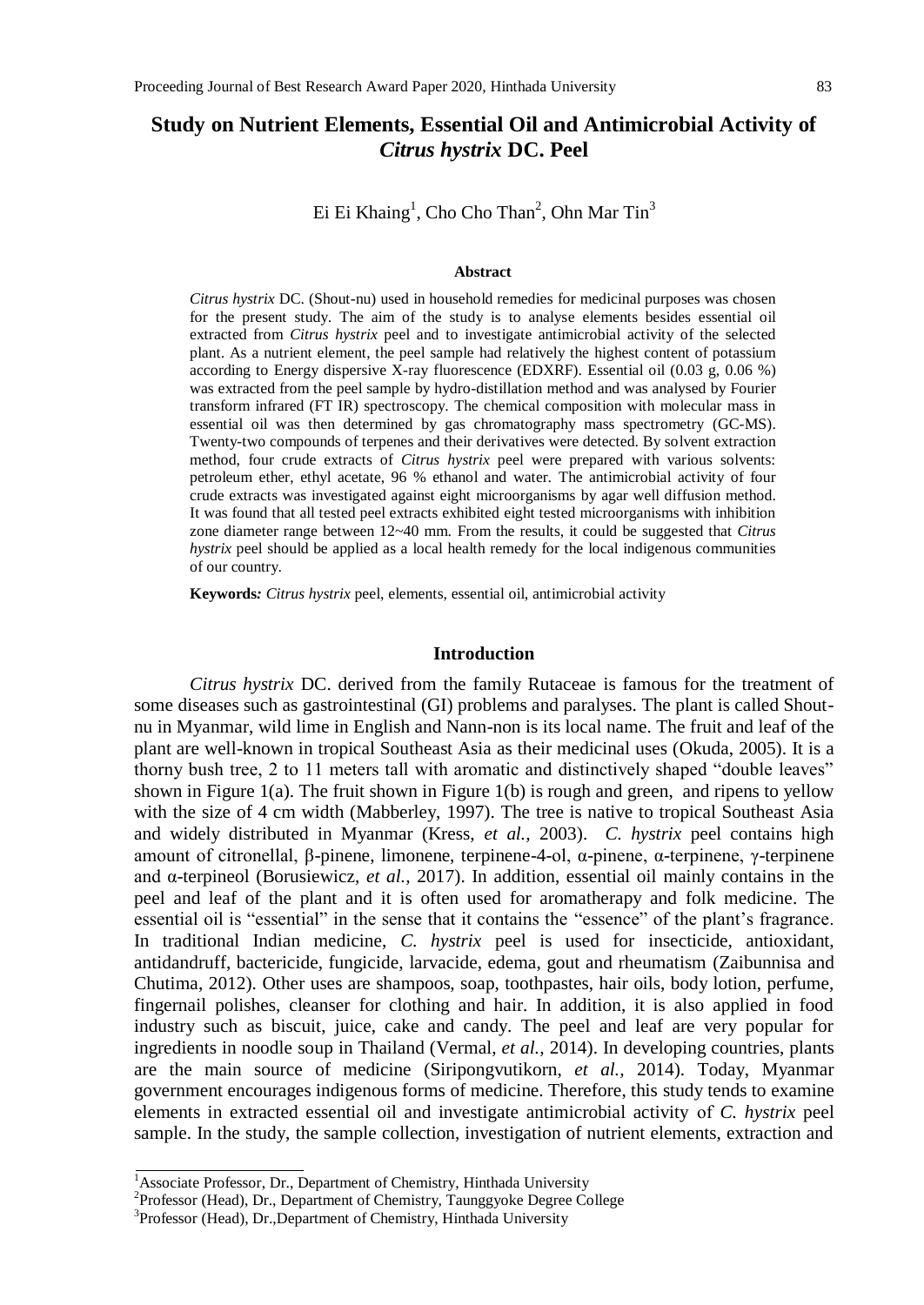# Study on Nutrient Elements, Essential Oil and Antimicrobial Activity of *Citrus hystrix* DC. Peel

Ei Ei Khaing[1], Cho Cho Than[2], Ohn Mar Tin[3]

### Abstract

*Citrus hystrix* DC. (Shout-nu) used in household remedies for medicinal purposes was chosen for the present study. The aim of the study is to analyse elements besides essential oil extracted from *Citrus hystrix* peel and to investigate antimicrobial activity of the selected plant. As a nutrient element, the peel sample had relatively the highest content of potassium according to Energy dispersive X-ray fluorescence (EDXRF). Essential oil (0.03 g, 0.06 %) was extracted from the peel sample by hydro-distillation method and was analysed by Fourier transform infrared (FT IR) spectroscopy. The chemical composition with molecular mass in essential oil was then determined by gas chromatography mass spectrometry (GC-MS). Twenty-two compounds of terpenes and their derivatives were detected. By solvent extraction method, four crude extracts of *Citrus hystrix* peel were prepared with various solvents: petroleum ether, ethyl acetate, 96 % ethanol and water. The antimicrobial activity of four crude extracts was investigated against eight microorganisms by agar well diffusion method. It was found that all tested peel extracts exhibited eight tested microorganisms with inhibition zone diameter range between 12~40 mm. From the results, it could be suggested that *Citrus hystrix* peel should be applied as a local health remedy for the local indigenous communities of our country.

**Keywords:** *Citrus hystrix* peel, elements, essential oil, antimicrobial activity

## Introduction

*Citrus hystrix* DC. derived from the family Rutaceae is famous for the treatment of some diseases such as gastrointestinal (GI) problems and paralyses. The plant is called Shout-nu in Myanmar, wild lime in English and Nann-non is its local name. The fruit and leaf of the plant are well-known in tropical Southeast Asia as their medicinal uses (Okuda, 2005). It is a thorny bush tree, 2 to 11 meters tall with aromatic and distinctively shaped "double leaves" shown in Figure 1(a). The fruit shown in Figure 1(b) is rough and green, and ripens to yellow with the size of 4 cm width (Mabberley, 1997). The tree is native to tropical Southeast Asia and widely distributed in Myanmar (Kress, *et al.*, 2003). *C. hystrix* peel contains high amount of citronellal, β-pinene, limonene, terpinene-4-ol, α-pinene, α-terpinene, γ-terpinene and α-terpineol (Borusiewicz, *et al.,* 2017). In addition, essential oil mainly contains in the peel and leaf of the plant and it is often used for aromatherapy and folk medicine. The essential oil is "essential" in the sense that it contains the "essence" of the plant's fragrance. In traditional Indian medicine, *C. hystrix* peel is used for insecticide, antioxidant, antidandruff, bactericide, fungicide, larvacide, edema, gout and rheumatism (Zaibunnisa and Chutima, 2012). Other uses are shampoos, soap, toothpastes, hair oils, body lotion, perfume, fingernail polishes, cleanser for clothing and hair. In addition, it is also applied in food industry such as biscuit, juice, cake and candy. The peel and leaf are very popular for ingredients in noodle soup in Thailand (Vermal, *et al.,* 2014). In developing countries, plants are the main source of medicine (Siripongvutikorn, *et al.*, 2014). Today, Myanmar government encourages indigenous forms of medicine. Therefore, this study tends to examine elements in extracted essential oil and investigate antimicrobial activity of *C. hystrix* peel sample. In the study, the sample collection, investigation of nutrient elements, extraction and

---

[1] Associate Professor, Dr., Department of Chemistry, Hinthada University

[2] Professor (Head), Dr., Department of Chemistry, Taunggyoke Degree College

[3] Professor (Head), Dr.,Department of Chemistry, Hinthada University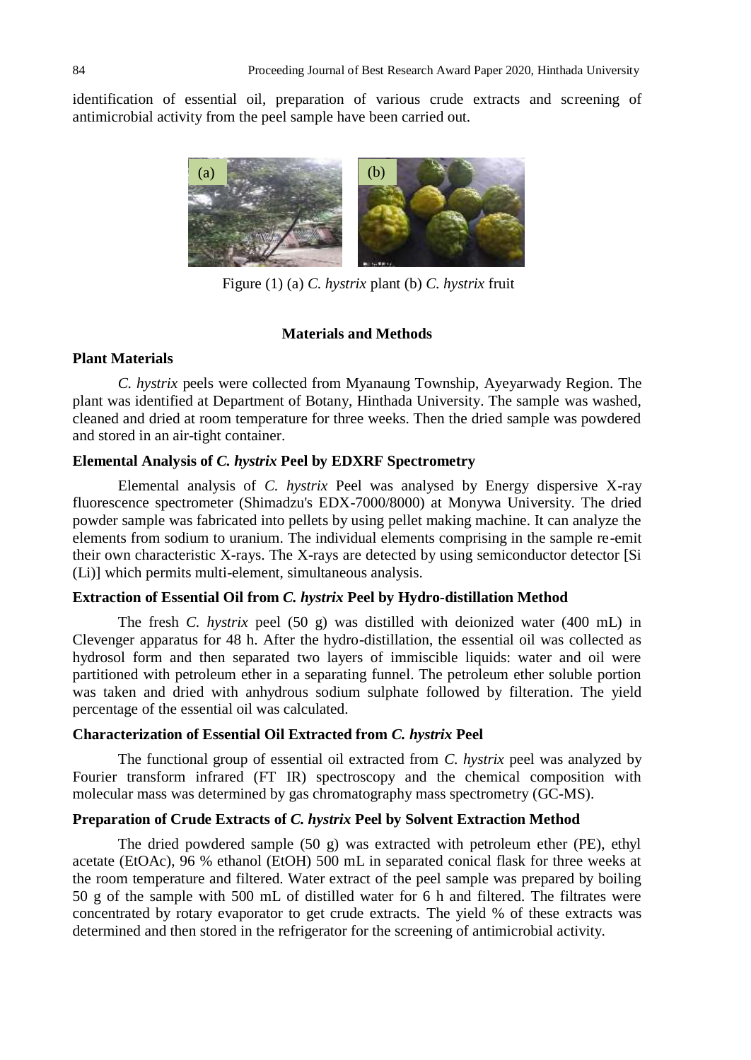identification of essential oil, preparation of various crude extracts and screening of antimicrobial activity from the peel sample have been carried out.

Figure (1) (a) *C. hystrix* plant (b) *C. hystrix* fruit

## Materials and Methods

### Plant Materials

*C. hystrix* peels were collected from Myanaung Township, Ayeyarwady Region. The plant was identified at Department of Botany, Hinthada University. The sample was washed, cleaned and dried at room temperature for three weeks. Then the dried sample was powdered and stored in an air-tight container.

### Elemental Analysis of *C. hystrix* Peel by EDXRF Spectrometry

Elemental analysis of *C. hystrix* Peel was analysed by Energy dispersive X-ray fluorescence spectrometer (Shimadzu's EDX-7000/8000) at Monywa University. The dried powder sample was fabricated into pellets by using pellet making machine. It can analyze the elements from sodium to uranium. The individual elements comprising in the sample re-emit their own characteristic X-rays. The X-rays are detected by using semiconductor detector [Si (Li)] which permits multi-element, simultaneous analysis.

### Extraction of Essential Oil from *C. hystrix* Peel by Hydro-distillation Method

The fresh *C. hystrix* peel (50 g) was distilled with deionized water (400 mL) in Clevenger apparatus for 48 h. After the hydro-distillation, the essential oil was collected as hydrosol form and then separated two layers of immiscible liquids: water and oil were partitioned with petroleum ether in a separating funnel. The petroleum ether soluble portion was taken and dried with anhydrous sodium sulphate followed by filteration. The yield percentage of the essential oil was calculated.

### Characterization of Essential Oil Extracted from *C. hystrix* Peel

The functional group of essential oil extracted from *C. hystrix* peel was analyzed by Fourier transform infrared (FT IR) spectroscopy and the chemical composition with molecular mass was determined by gas chromatography mass spectrometry (GC-MS).

### Preparation of Crude Extracts of *C. hystrix* Peel by Solvent Extraction Method

The dried powdered sample (50 g) was extracted with petroleum ether (PE), ethyl acetate (EtOAc), 96 % ethanol (EtOH) 500 mL in separated conical flask for three weeks at the room temperature and filtered. Water extract of the peel sample was prepared by boiling 50 g of the sample with 500 mL of distilled water for 6 h and filtered. The filtrates were concentrated by rotary evaporator to get crude extracts. The yield % of these extracts was determined and then stored in the refrigerator for the screening of antimicrobial activity.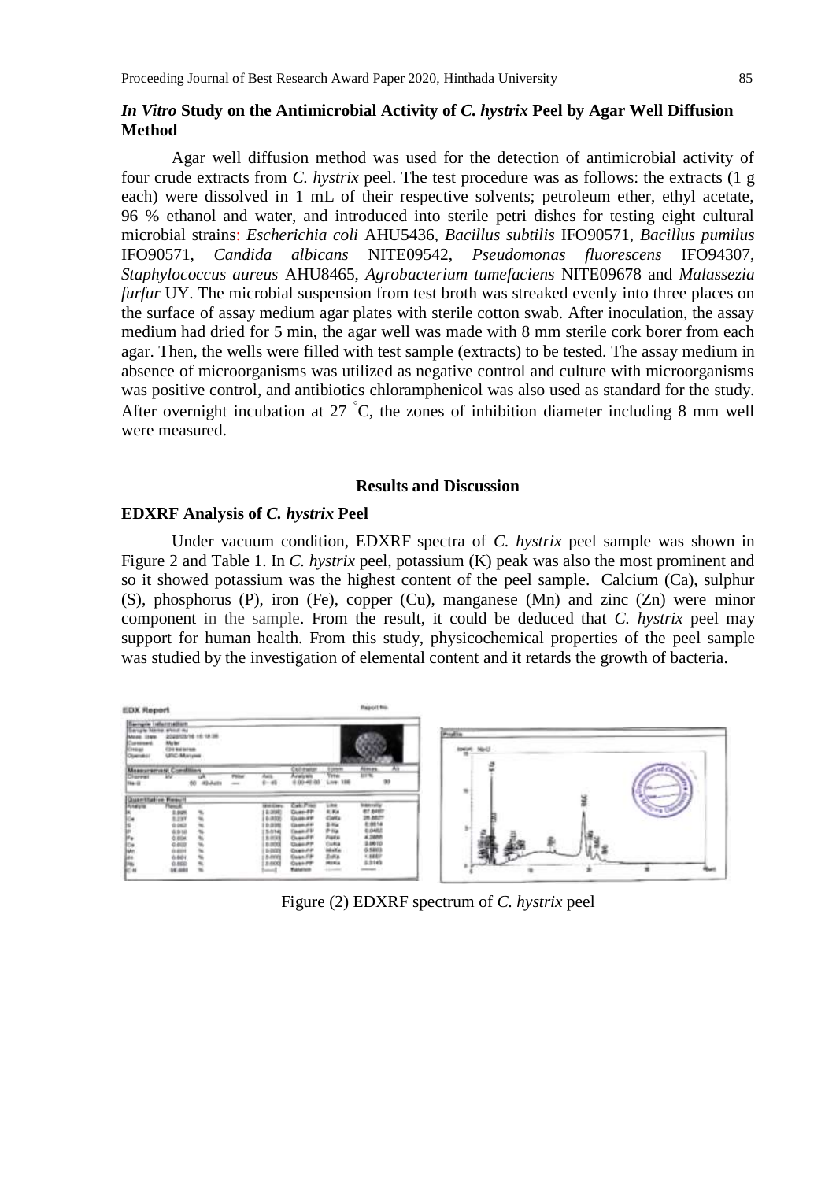### *In Vitro* Study on the Antimicrobial Activity of *C. hystrix* Peel by Agar Well Diffusion Method

Agar well diffusion method was used for the detection of antimicrobial activity of four crude extracts from *C. hystrix* peel. The test procedure was as follows: the extracts (1 g each) were dissolved in 1 mL of their respective solvents; petroleum ether, ethyl acetate, 96 % ethanol and water, and introduced into sterile petri dishes for testing eight cultural microbial strains: *Escherichia coli* AHU5436, *Bacillus subtilis* IFO90571, *Bacillus pumilus* IFO90571, *Candida albicans* NITE09542, *Pseudomonas fluorescens* IFO94307, *Staphylococcus aureus* AHU8465, *Agrobacterium tumefaciens* NITE09678 and *Malassezia furfur* UY. The microbial suspension from test broth was streaked evenly into three places on the surface of assay medium agar plates with sterile cotton swab. After inoculation, the assay medium had dried for 5 min, the agar well was made with 8 mm sterile cork borer from each agar. Then, the wells were filled with test sample (extracts) to be tested. The assay medium in absence of microorganisms was utilized as negative control and culture with microorganisms was positive control, and antibiotics chloramphenicol was also used as standard for the study. After overnight incubation at 27 °C, the zones of inhibition diameter including 8 mm well were measured.

## Results and Discussion

### EDXRF Analysis of *C. hystrix* Peel

Under vacuum condition, EDXRF spectra of *C. hystrix* peel sample was shown in Figure 2 and Table 1. In *C. hystrix* peel, potassium (K) peak was also the most prominent and so it showed potassium was the highest content of the peel sample. Calcium (Ca), sulphur (S), phosphorus (P), iron (Fe), copper (Cu), manganese (Mn) and zinc (Zn) were minor component in the sample. From the result, it could be deduced that *C. hystrix* peel may support for human health. From this study, physicochemical properties of the peel sample was studied by the investigation of elemental content and it retards the growth of bacteria.

Figure (2) EDXRF spectrum of *C. hystrix* peel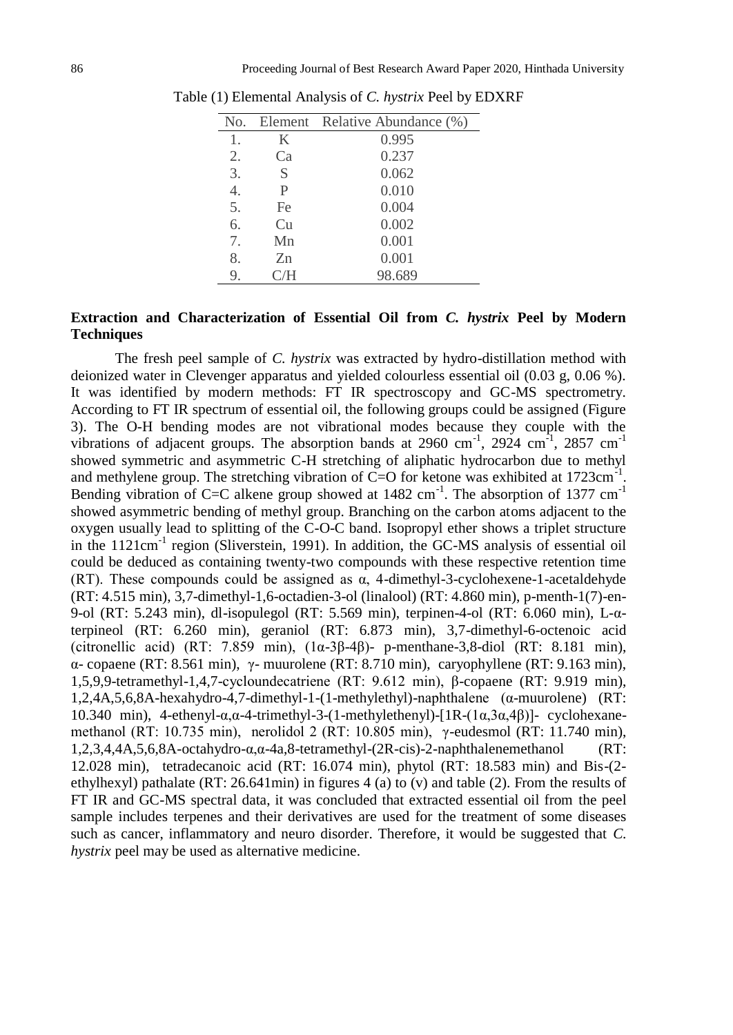Table (1) Elemental Analysis of *C. hystrix* Peel by EDXRF

| No. | Element | Relative Abundance (%) |
|---|---|---|
| 1. | K | 0.995 |
| 2. | Ca | 0.237 |
| 3. | S | 0.062 |
| 4. | P | 0.010 |
| 5. | Fe | 0.004 |
| 6. | Cu | 0.002 |
| 7. | Mn | 0.001 |
| 8. | Zn | 0.001 |
| 9. | C/H | 98.689 |

**Extraction and Characterization of Essential Oil from *C. hystrix* Peel by Modern Techniques**

The fresh peel sample of *C. hystrix* was extracted by hydro-distillation method with deionized water in Clevenger apparatus and yielded colourless essential oil (0.03 g, 0.06 %). It was identified by modern methods: FT IR spectroscopy and GC-MS spectrometry. According to FT IR spectrum of essential oil, the following groups could be assigned (Figure 3). The O-H bending modes are not vibrational modes because they couple with the vibrations of adjacent groups. The absorption bands at 2960 $cm^{-1}$, 2924 $cm^{-1}$, 2857 $cm^{-1}$ showed symmetric and asymmetric C-H stretching of aliphatic hydrocarbon due to methyl and methylene group. The stretching vibration of C=O for ketone was exhibited at 1723$cm^{-1}$. Bending vibration of C=C alkene group showed at 1482 $cm^{-1}$. The absorption of 1377 $cm^{-1}$ showed asymmetric bending of methyl group. Branching on the carbon atoms adjacent to the oxygen usually lead to splitting of the C-O-C band. Isopropyl ether shows a triplet structure in the 1121$cm^{-1}$ region (Sliverstein, 1991). In addition, the GC-MS analysis of essential oil could be deduced as containing twenty-two compounds with these respective retention time (RT). These compounds could be assigned as α, 4-dimethyl-3-cyclohexene-1-acetaldehyde (RT: 4.515 min), 3,7-dimethyl-1,6-octadien-3-ol (linalool) (RT: 4.860 min), p-menth-1(7)-en-9-ol (RT: 5.243 min), dl-isopulegol (RT: 5.569 min), terpinen-4-ol (RT: 6.060 min), L-α-terpineol (RT: 6.260 min), geraniol (RT: 6.873 min), 3,7-dimethyl-6-octenoic acid (citronellic acid) (RT: 7.859 min), (1α-3β-4β)- p-menthane-3,8-diol (RT: 8.181 min), α- copaene (RT: 8.561 min), γ- muurolene (RT: 8.710 min), caryophyllene (RT: 9.163 min), 1,5,9,9-tetramethyl-1,4,7-cycloundecatriene (RT: 9.612 min), β-copaene (RT: 9.919 min), 1,2,4A,5,6,8A-hexahydro-4,7-dimethyl-1-(1-methylethyl)-naphthalene (α-muurolene) (RT: 10.340 min), 4-ethenyl-α,α-4-trimethyl-3-(1-methylethenyl)-[1R-(1α,3α,4β)]- cyclohexane-methanol (RT: 10.735 min), nerolidol 2 (RT: 10.805 min), γ-eudesmol (RT: 11.740 min), 1,2,3,4,4A,5,6,8A-octahydro-α,α-4a,8-tetramethyl-(2R-cis)-2-naphthalenemethanol (RT: 12.028 min), tetradecanoic acid (RT: 16.074 min), phytol (RT: 18.583 min) and Bis-(2-ethylhexyl) pathalate (RT: 26.641min) in figures 4 (a) to (v) and table (2). From the results of FT IR and GC-MS spectral data, it was concluded that extracted essential oil from the peel sample includes terpenes and their derivatives are used for the treatment of some diseases such as cancer, inflammatory and neuro disorder. Therefore, it would be suggested that *C. hystrix* peel may be used as alternative medicine.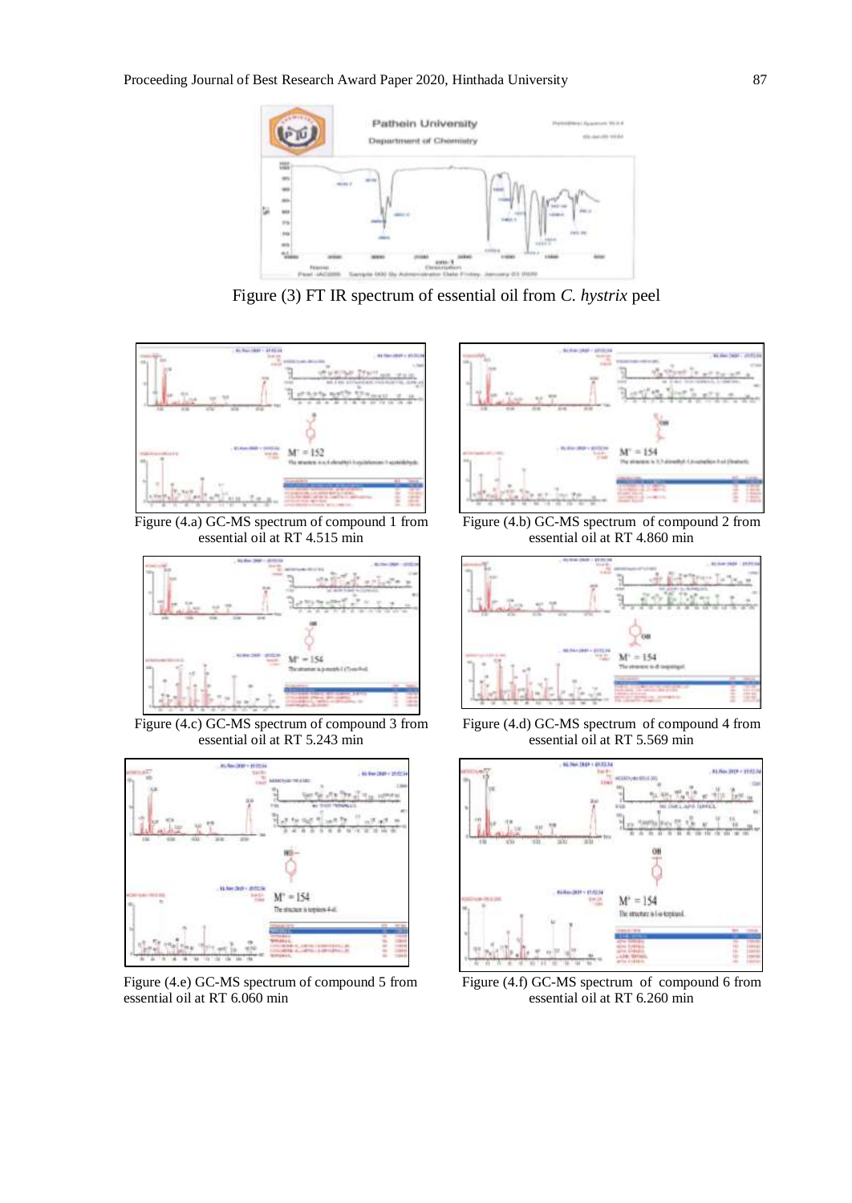Figure (3) FT IR spectrum of essential oil from *C. hystrix* peel

Figure (4.a) GC-MS spectrum of compound 1 from essential oil at RT 4.515 min

Figure (4.b) GC-MS spectrum of compound 2 from essential oil at RT 4.860 min

Figure (4.c) GC-MS spectrum of compound 3 from essential oil at RT 5.243 min

Figure (4.d) GC-MS spectrum of compound 4 from essential oil at RT 5.569 min

Figure (4.e) GC-MS spectrum of compound 5 from essential oil at RT 6.060 min

Figure (4.f) GC-MS spectrum of compound 6 from essential oil at RT 6.260 min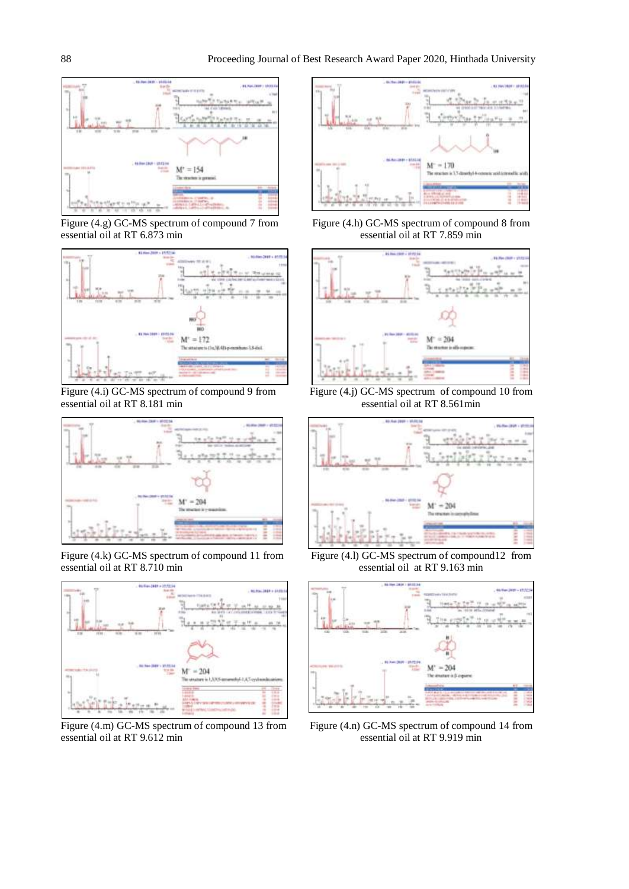Figure (4.g) GC-MS spectrum of compound 7 from essential oil at RT 6.873 min

Figure (4.h) GC-MS spectrum of compound 8 from essential oil at RT 7.859 min

Figure (4.i) GC-MS spectrum of compound 9 from essential oil at RT 8.181 min

Figure (4.j) GC-MS spectrum of compound 10 from essential oil at RT 8.561min

Figure (4.k) GC-MS spectrum of compound 11 from essential oil at RT 8.710 min

Figure (4.l) GC-MS spectrum of compound12 from essential oil at RT 9.163 min

Figure (4.m) GC-MS spectrum of compound 13 from essential oil at RT 9.612 min

Figure (4.n) GC-MS spectrum of compound 14 from essential oil at RT 9.919 min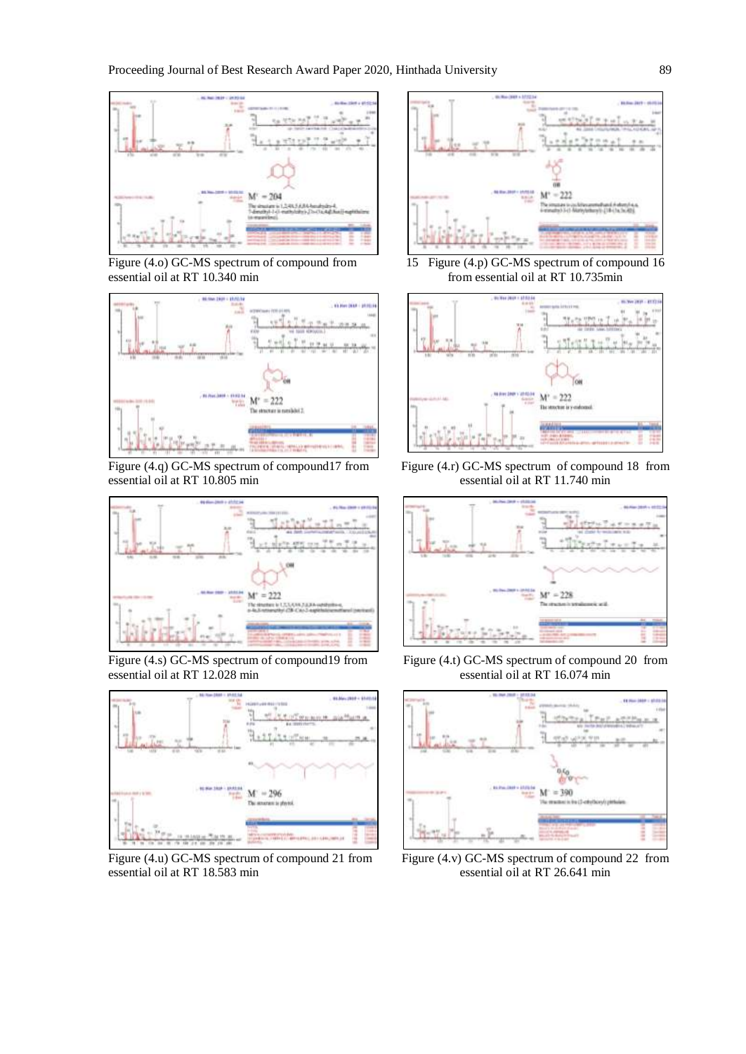Figure (4.o) GC-MS spectrum of compound from essential oil at RT 10.340 min

15 Figure (4.p) GC-MS spectrum of compound 16 from essential oil at RT 10.735min

Figure (4.q) GC-MS spectrum of compound17 from essential oil at RT 10.805 min

Figure (4.r) GC-MS spectrum of compound 18 from essential oil at RT 11.740 min

Figure (4.s) GC-MS spectrum of compound19 from essential oil at RT 12.028 min

Figure (4.t) GC-MS spectrum of compound 20 from essential oil at RT 16.074 min

Figure (4.u) GC-MS spectrum of compound 21 from essential oil at RT 18.583 min

Figure (4.v) GC-MS spectrum of compound 22 from essential oil at RT 26.641 min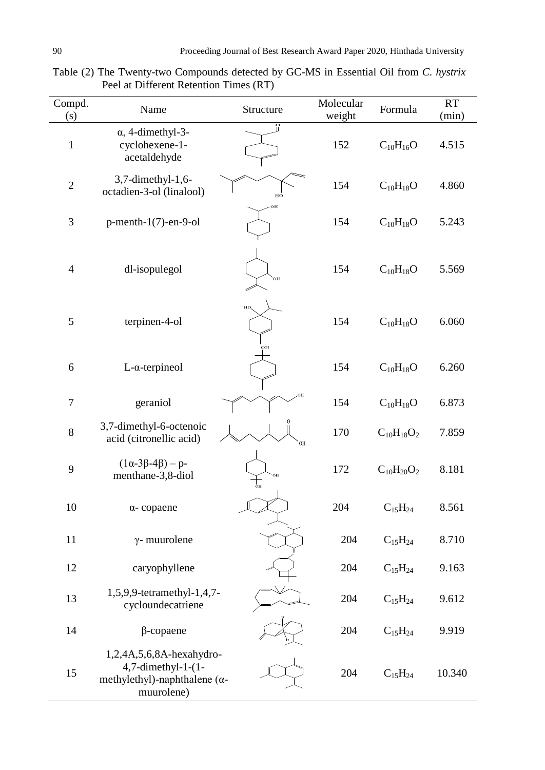Table (2) The Twenty-two Compounds detected by GC-MS in Essential Oil from *C. hystrix* Peel at Different Retention Times (RT)

| Compd. (s) | Name | Structure | Molecular weight | Formula | RT (min) |
|---|---|---|---|---|---|
| 1 | α, 4-dimethyl-3-cyclohexene-1-acetaldehyde | | 152 | $C_{10}H_{16}O$ | 4.515 |
| 2 | 3,7-dimethyl-1,6-octadien-3-ol (linalool) | | 154 | $C_{10}H_{18}O$ | 4.860 |
| 3 | p-menth-1(7)-en-9-ol | | 154 | $C_{10}H_{18}O$ | 5.243 |
| 4 | dl-isopulegol | | 154 | $C_{10}H_{18}O$ | 5.569 |
| 5 | terpinen-4-ol | | 154 | $C_{10}H_{18}O$ | 6.060 |
| 6 | L-α-terpineol | | 154 | $C_{10}H_{18}O$ | 6.260 |
| 7 | geraniol | | 154 | $C_{10}H_{18}O$ | 6.873 |
| 8 | 3,7-dimethyl-6-octenoic acid (citronellic acid) | | 170 | $C_{10}H_{18}O_2$ | 7.859 |
| 9 | (1α-3β-4β) – p-menthane-3,8-diol | | 172 | $C_{10}H_{20}O_2$ | 8.181 |
| 10 | α- copaene | | 204 | $C_{15}H_{24}$ | 8.561 |
| 11 | γ- muurolene | | 204 | $C_{15}H_{24}$ | 8.710 |
| 12 | caryophyllene | | 204 | $C_{15}H_{24}$ | 9.163 |
| 13 | 1,5,9,9-tetramethyl-1,4,7-cycloundecatriene | | 204 | $C_{15}H_{24}$ | 9.612 |
| 14 | β-copaene | | 204 | $C_{15}H_{24}$ | 9.919 |
| 15 | 1,2,4A,5,6,8A-hexahydro-4,7-dimethyl-1-(1-methylethyl)-naphthalene (α-muurolene) | | 204 | $C_{15}H_{24}$ | 10.340 |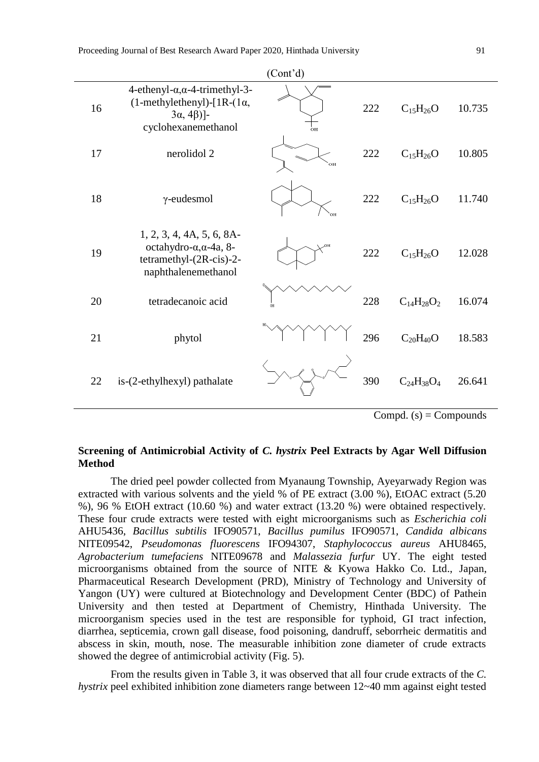(Cont'd)

| | | | | | |
|---|---|---|---|---|---|
| 16 | 4-ethenyl-α,α-4-trimethyl-3-(1-methylethenyl)-[1R-(1α, 3α, 4β)]-cyclohexanemethanol | | 222 | $C_{15}H_{26}O$ | 10.735 |
| 17 | nerolidol 2 | | 222 | $C_{15}H_{26}O$ | 10.805 |
| 18 | γ-eudesmol | | 222 | $C_{15}H_{26}O$ | 11.740 |
| 19 | 1, 2, 3, 4, 4A, 5, 6, 8A-octahydro-α,α-4a, 8-tetramethyl-(2R-cis)-2-naphthalenemethanol | | 222 | $C_{15}H_{26}O$ | 12.028 |
| 20 | tetradecanoic acid | | 228 | $C_{14}H_{28}O_2$ | 16.074 |
| 21 | phytol | | 296 | $C_{20}H_{40}O$ | 18.583 |
| 22 | is-(2-ethylhexyl) pathalate | | 390 | $C_{24}H_{38}O_4$ | 26.641 |

Compd. (s) = Compounds

**Screening of Antimicrobial Activity of *C. hystrix* Peel Extracts by Agar Well Diffusion Method**

The dried peel powder collected from Myanaung Township, Ayeyarwady Region was extracted with various solvents and the yield % of PE extract (3.00 %), EtOAC extract (5.20 %), 96 % EtOH extract (10.60 %) and water extract (13.20 %) were obtained respectively. These four crude extracts were tested with eight microorganisms such as *Escherichia coli* AHU5436, *Bacillus subtilis* IFO90571, *Bacillus pumilus* IFO90571, *Candida albicans* NITE09542, *Pseudomonas fluorescens* IFO94307, *Staphylococcus aureus* AHU8465, *Agrobacterium tumefaciens* NITE09678 and *Malassezia furfur* UY. The eight tested microorganisms obtained from the source of NITE & Kyowa Hakko Co. Ltd., Japan, Pharmaceutical Research Development (PRD), Ministry of Technology and University of Yangon (UY) were cultured at Biotechnology and Development Center (BDC) of Pathein University and then tested at Department of Chemistry, Hinthada University. The microorganism species used in the test are responsible for typhoid, GI tract infection, diarrhea, septicemia, crown gall disease, food poisoning, dandruff, seborrheic dermatitis and abscess in skin, mouth, nose. The measurable inhibition zone diameter of crude extracts showed the degree of antimicrobial activity (Fig. 5).

From the results given in Table 3, it was observed that all four crude extracts of the *C. hystrix* peel exhibited inhibition zone diameters range between 12~40 mm against eight tested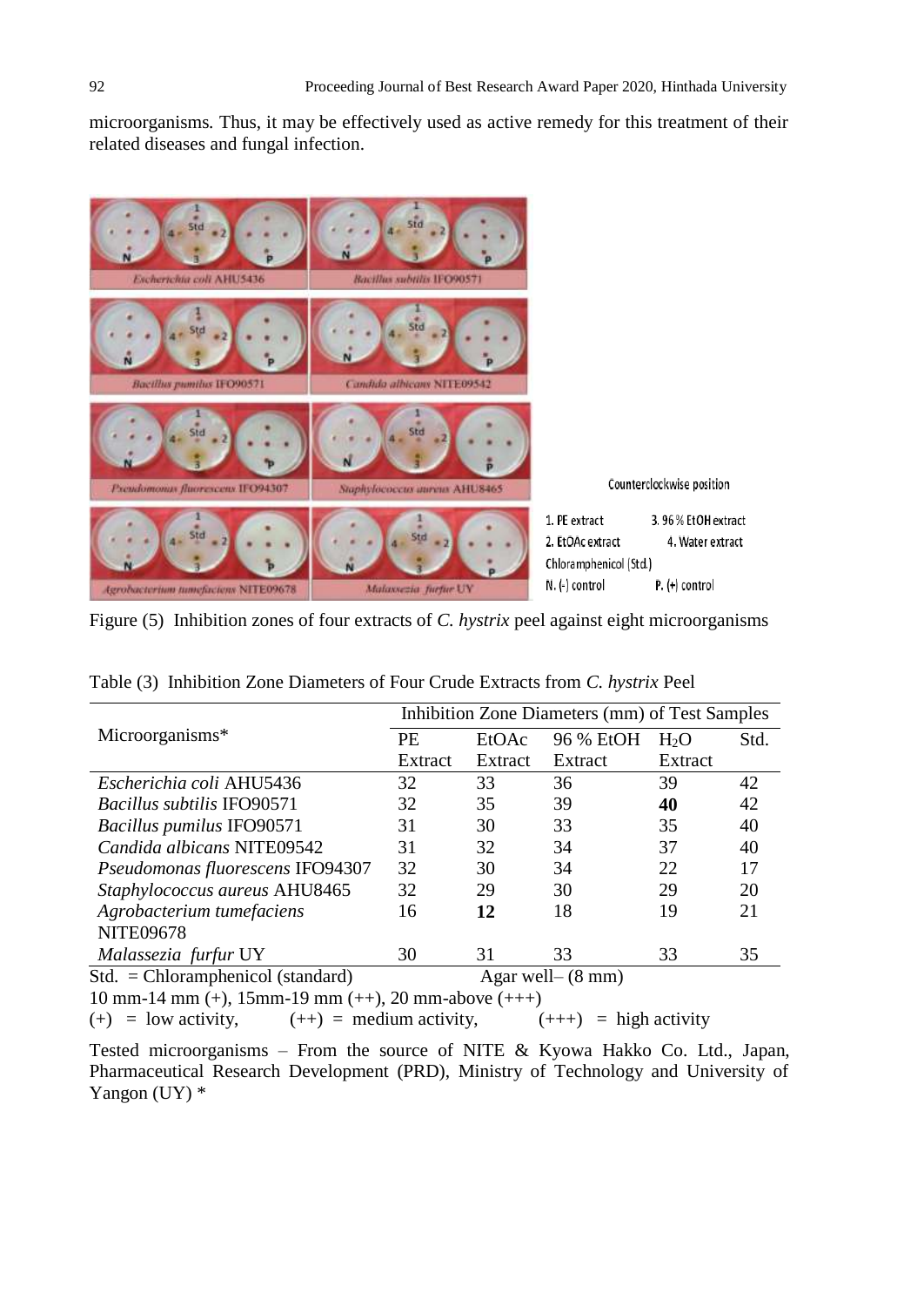microorganisms. Thus, it may be effectively used as active remedy for this treatment of their related diseases and fungal infection.

Figure (5) Inhibition zones of four extracts of *C. hystrix* peel against eight microorganisms

Table (3) Inhibition Zone Diameters of Four Crude Extracts from *C. hystrix* Peel

| Microorganisms* | Inhibition Zone Diameters (mm) of Test Samples | | | | |
|---|---|---|---|---|---|
| | PE Extract | EtOAc Extract | 96 % EtOH Extract | $H_2O$ Extract | Std. |
| *Escherichia coli* AHU5436 | 32 | 33 | 36 | 39 | 42 |
| *Bacillus subtilis* IFO90571 | 32 | 35 | 39 | **40** | 42 |
| *Bacillus pumilus* IFO90571 | 31 | 30 | 33 | 35 | 40 |
| *Candida albicans* NITE09542 | 31 | 32 | 34 | 37 | 40 |
| *Pseudomonas fluorescens* IFO94307 | 32 | 30 | 34 | 22 | 17 |
| *Staphylococcus aureus* AHU8465 | 32 | 29 | 30 | 29 | 20 |
| *Agrobacterium tumefaciens* NITE09678 | 16 | **12** | 18 | 19 | 21 |
| *Malassezia furfur* UY | 30 | 31 | 33 | 33 | 35 |

Std. = Chloramphenicol (standard) Agar well– (8 mm)

10 mm-14 mm (+), 15mm-19 mm (++), 20 mm-above (+++)

(+) = low activity, (++) = medium activity, (+++) = high activity

Tested microorganisms – From the source of NITE & Kyowa Hakko Co. Ltd., Japan, Pharmaceutical Research Development (PRD), Ministry of Technology and University of Yangon (UY) *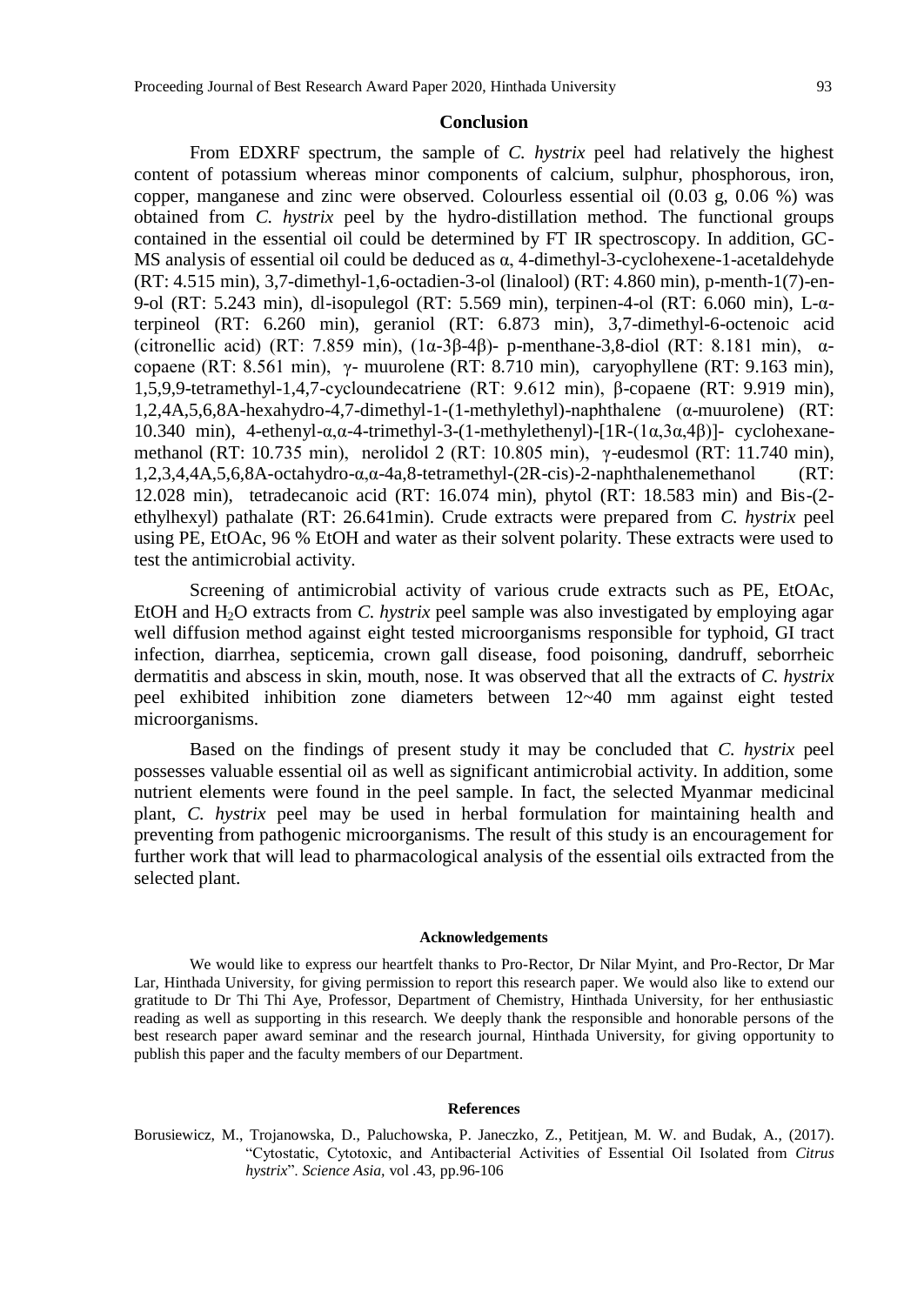## Conclusion

From EDXRF spectrum, the sample of *C. hystrix* peel had relatively the highest content of potassium whereas minor components of calcium, sulphur, phosphorous, iron, copper, manganese and zinc were observed. Colourless essential oil (0.03 g, 0.06 %) was obtained from *C. hystrix* peel by the hydro-distillation method. The functional groups contained in the essential oil could be determined by FT IR spectroscopy. In addition, GC-MS analysis of essential oil could be deduced as α, 4-dimethyl-3-cyclohexene-1-acetaldehyde (RT: 4.515 min), 3,7-dimethyl-1,6-octadien-3-ol (linalool) (RT: 4.860 min), p-menth-1(7)-en-9-ol (RT: 5.243 min), dl-isopulegol (RT: 5.569 min), terpinen-4-ol (RT: 6.060 min), L-α-terpineol (RT: 6.260 min), geraniol (RT: 6.873 min), 3,7-dimethyl-6-octenoic acid (citronellic acid) (RT: 7.859 min), (1α-3β-4β)- p-menthane-3,8-diol (RT: 8.181 min), α-copaene (RT: 8.561 min), γ- muurolene (RT: 8.710 min), caryophyllene (RT: 9.163 min), 1,5,9,9-tetramethyl-1,4,7-cycloundecatriene (RT: 9.612 min), β-copaene (RT: 9.919 min), 1,2,4A,5,6,8A-hexahydro-4,7-dimethyl-1-(1-methylethyl)-naphthalene (α-muurolene) (RT: 10.340 min), 4-ethenyl-α,α-4-trimethyl-3-(1-methylethenyl)-[1R-(1α,3α,4β)]- cyclohexane-methanol (RT: 10.735 min), nerolidol 2 (RT: 10.805 min), γ-eudesmol (RT: 11.740 min), 1,2,3,4,4A,5,6,8A-octahydro-α,α-4a,8-tetramethyl-(2R-cis)-2-naphthalenemethanol (RT: 12.028 min), tetradecanoic acid (RT: 16.074 min), phytol (RT: 18.583 min) and Bis-(2-ethylhexyl) pathalate (RT: 26.641min). Crude extracts were prepared from *C. hystrix* peel using PE, EtOAc, 96 % EtOH and water as their solvent polarity. These extracts were used to test the antimicrobial activity.

Screening of antimicrobial activity of various crude extracts such as PE, EtOAc, EtOH and $H_2O$ extracts from *C. hystrix* peel sample was also investigated by employing agar well diffusion method against eight tested microorganisms responsible for typhoid, GI tract infection, diarrhea, septicemia, crown gall disease, food poisoning, dandruff, seborrheic dermatitis and abscess in skin, mouth, nose. It was observed that all the extracts of *C. hystrix* peel exhibited inhibition zone diameters between 12~40 mm against eight tested microorganisms.

Based on the findings of present study it may be concluded that *C. hystrix* peel possesses valuable essential oil as well as significant antimicrobial activity. In addition, some nutrient elements were found in the peel sample. In fact, the selected Myanmar medicinal plant, *C. hystrix* peel may be used in herbal formulation for maintaining health and preventing from pathogenic microorganisms. The result of this study is an encouragement for further work that will lead to pharmacological analysis of the essential oils extracted from the selected plant.

#### Acknowledgements

We would like to express our heartfelt thanks to Pro-Rector, Dr Nilar Myint, and Pro-Rector, Dr Mar Lar, Hinthada University, for giving permission to report this research paper. We would also like to extend our gratitude to Dr Thi Thi Aye, Professor, Department of Chemistry, Hinthada University, for her enthusiastic reading as well as supporting in this research. We deeply thank the responsible and honorable persons of the best research paper award seminar and the research journal, Hinthada University, for giving opportunity to publish this paper and the faculty members of our Department.

#### References

Borusiewicz, M., Trojanowska, D., Paluchowska, P. Janeczko, Z., Petitjean, M. W. and Budak, A., (2017). "Cytostatic, Cytotoxic, and Antibacterial Activities of Essential Oil Isolated from *Citrus hystrix*". *Science Asia*, vol .43, pp.96-106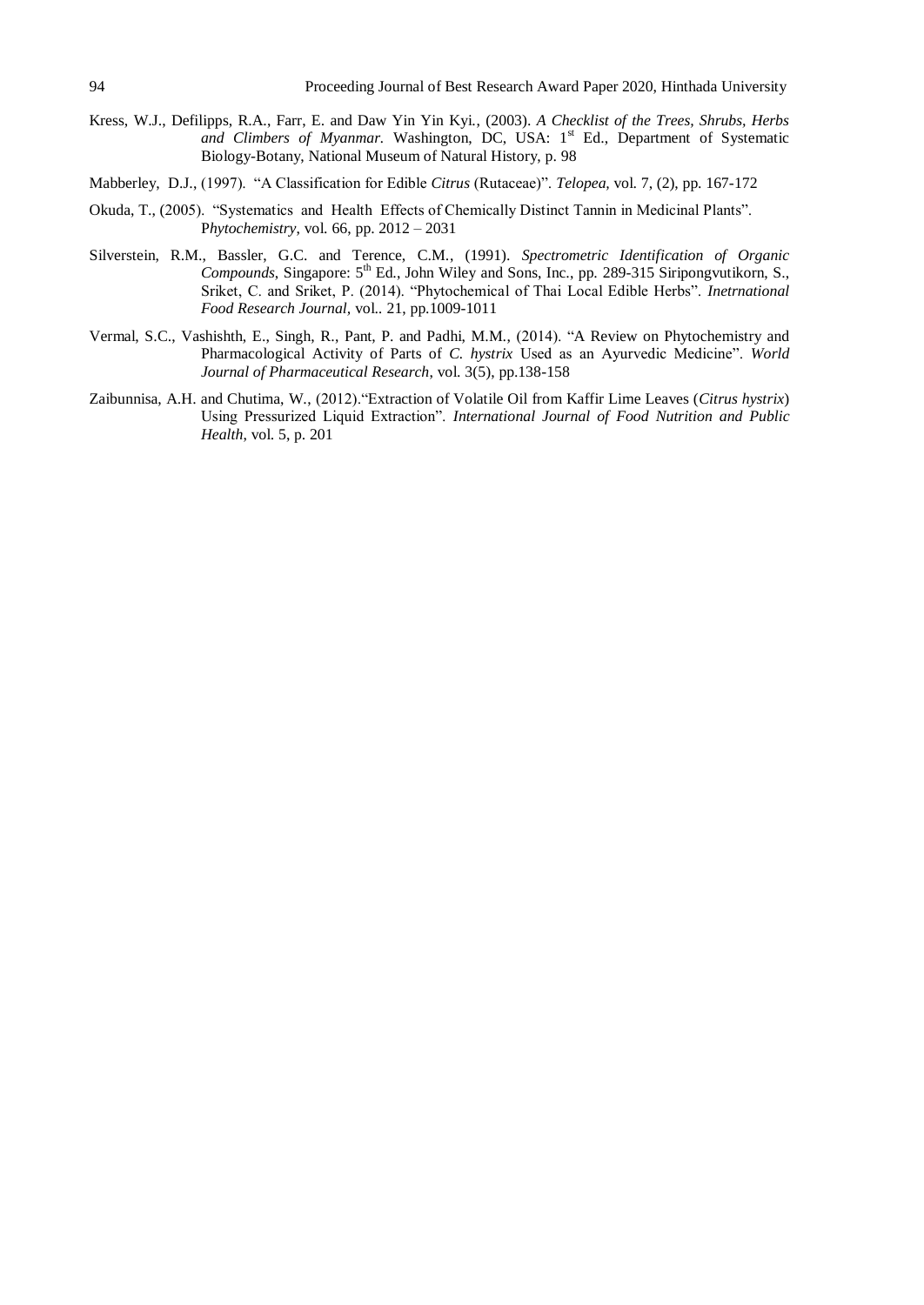Kress, W.J., Defilipps, R.A., Farr, E. and Daw Yin Yin Kyi., (2003). *A Checklist of the Trees, Shrubs, Herbs and Climbers of Myanmar.* Washington, DC, USA: 1st Ed., Department of Systematic Biology-Botany, National Museum of Natural History, p. 98

Mabberley, D.J., (1997). "A Classification for Edible *Citrus* (Rutaceae)". *Telopea,* vol. 7, (2), pp. 167-172

Okuda, T., (2005). "Systematics and Health Effects of Chemically Distinct Tannin in Medicinal Plants". P*hytochemistry*, vol. 66, pp. 2012 – 2031

Silverstein, R.M., Bassler, G.C. and Terence, C.M., (1991). *Spectrometric Identification of Organic Compounds*, Singapore: 5th Ed., John Wiley and Sons, Inc., pp. 289-315 Siripongvutikorn, S., Sriket, C. and Sriket, P. (2014). "Phytochemical of Thai Local Edible Herbs". *Inetrnational Food Research Journal*, vol.. 21, pp.1009-1011

Vermal, S.C., Vashishth, E., Singh, R., Pant, P. and Padhi, M.M., (2014). "A Review on Phytochemistry and Pharmacological Activity of Parts of *C. hystrix* Used as an Ayurvedic Medicine". *World Journal of Pharmaceutical Research*, vol. 3(5), pp.138-158

Zaibunnisa, A.H. and Chutima, W., (2012)."Extraction of Volatile Oil from Kaffir Lime Leaves (*Citrus hystrix*) Using Pressurized Liquid Extraction". *International Journal of Food Nutrition and Public Health*, vol. 5, p. 201